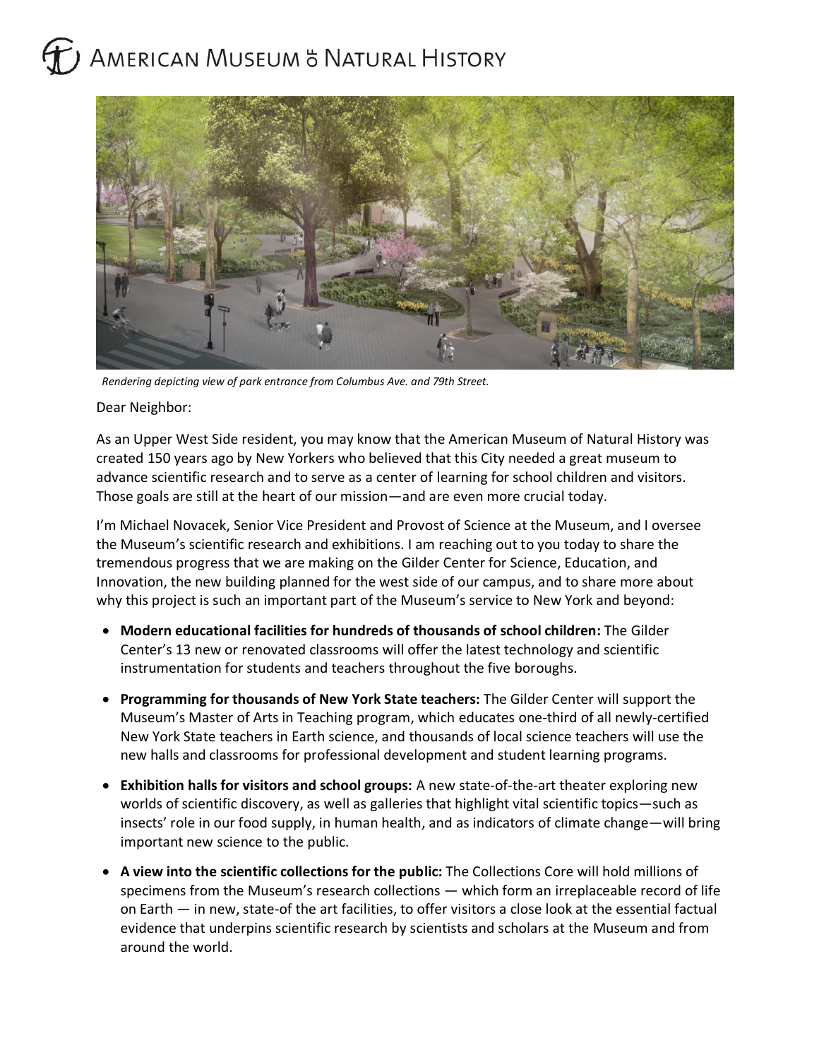# AMERICAN MUSEUM of NATURAL HISTORY

*Rendering depicting view of park entrance from Columbus Ave. and 79th Street.*

Dear Neighbor:

As an Upper West Side resident, you may know that the American Museum of Natural History was created 150 years ago by New Yorkers who believed that this City needed a great museum to advance scientific research and to serve as a center of learning for school children and visitors. Those goals are still at the heart of our mission—and are even more crucial today.

I'm Michael Novacek, Senior Vice President and Provost of Science at the Museum, and I oversee the Museum's scientific research and exhibitions. I am reaching out to you today to share the tremendous progress that we are making on the Gilder Center for Science, Education, and Innovation, the new building planned for the west side of our campus, and to share more about why this project is such an important part of the Museum's service to New York and beyond:

- **Modern educational facilities for hundreds of thousands of school children:** The Gilder Center's 13 new or renovated classrooms will offer the latest technology and scientific instrumentation for students and teachers throughout the five boroughs.
- **Programming for thousands of New York State teachers:** The Gilder Center will support the Museum's Master of Arts in Teaching program, which educates one-third of all newly-certified New York State teachers in Earth science, and thousands of local science teachers will use the new halls and classrooms for professional development and student learning programs.
- **Exhibition halls for visitors and school groups:** A new state-of-the-art theater exploring new worlds of scientific discovery, as well as galleries that highlight vital scientific topics—such as insects' role in our food supply, in human health, and as indicators of climate change—will bring important new science to the public.
- **A view into the scientific collections for the public:** The Collections Core will hold millions of specimens from the Museum's research collections — which form an irreplaceable record of life on Earth — in new, state-of the art facilities, to offer visitors a close look at the essential factual evidence that underpins scientific research by scientists and scholars at the Museum and from around the world.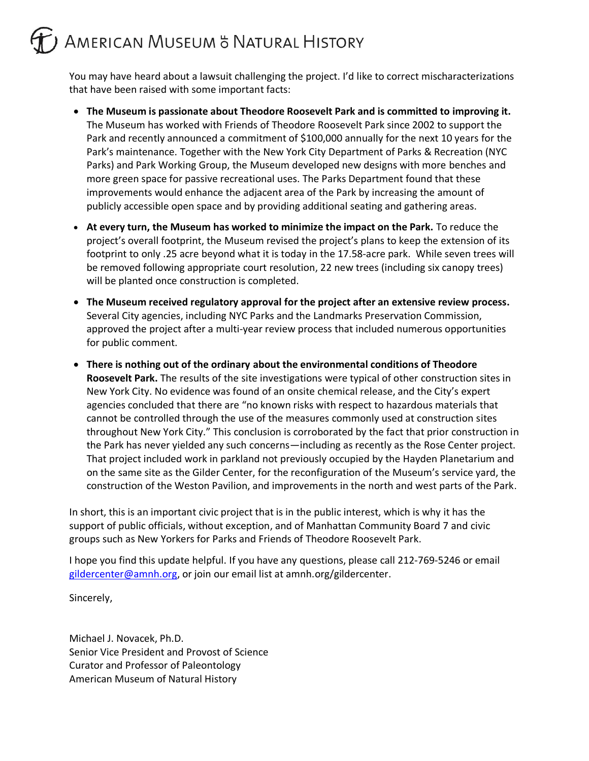You may have heard about a lawsuit challenging the project. I'd like to correct mischaracterizations that have been raised with some important facts:

- **The Museum is passionate about Theodore Roosevelt Park and is committed to improving it.** The Museum has worked with Friends of Theodore Roosevelt Park since 2002 to support the Park and recently announced a commitment of $100,000 annually for the next 10 years for the Park's maintenance. Together with the New York City Department of Parks & Recreation (NYC Parks) and Park Working Group, the Museum developed new designs with more benches and more green space for passive recreational uses. The Parks Department found that these improvements would enhance the adjacent area of the Park by increasing the amount of publicly accessible open space and by providing additional seating and gathering areas.

- **At every turn, the Museum has worked to minimize the impact on the Park.** To reduce the project's overall footprint, the Museum revised the project's plans to keep the extension of its footprint to only .25 acre beyond what it is today in the 17.58-acre park. While seven trees will be removed following appropriate court resolution, 22 new trees (including six canopy trees) will be planted once construction is completed.

- **The Museum received regulatory approval for the project after an extensive review process.** Several City agencies, including NYC Parks and the Landmarks Preservation Commission, approved the project after a multi-year review process that included numerous opportunities for public comment.

- **There is nothing out of the ordinary about the environmental conditions of Theodore Roosevelt Park.** The results of the site investigations were typical of other construction sites in New York City. No evidence was found of an onsite chemical release, and the City's expert agencies concluded that there are "no known risks with respect to hazardous materials that cannot be controlled through the use of the measures commonly used at construction sites throughout New York City." This conclusion is corroborated by the fact that prior construction in the Park has never yielded any such concerns—including as recently as the Rose Center project. That project included work in parkland not previously occupied by the Hayden Planetarium and on the same site as the Gilder Center, for the reconfiguration of the Museum's service yard, the construction of the Weston Pavilion, and improvements in the north and west parts of the Park.

In short, this is an important civic project that is in the public interest, which is why it has the support of public officials, without exception, and of Manhattan Community Board 7 and civic groups such as New Yorkers for Parks and Friends of Theodore Roosevelt Park.

I hope you find this update helpful. If you have any questions, please call 212-769-5246 or email gildercenter@amnh.org, or join our email list at amnh.org/gildercenter.

Sincerely,

Michael J. Novacek, Ph.D.
Senior Vice President and Provost of Science
Curator and Professor of Paleontology
American Museum of Natural History